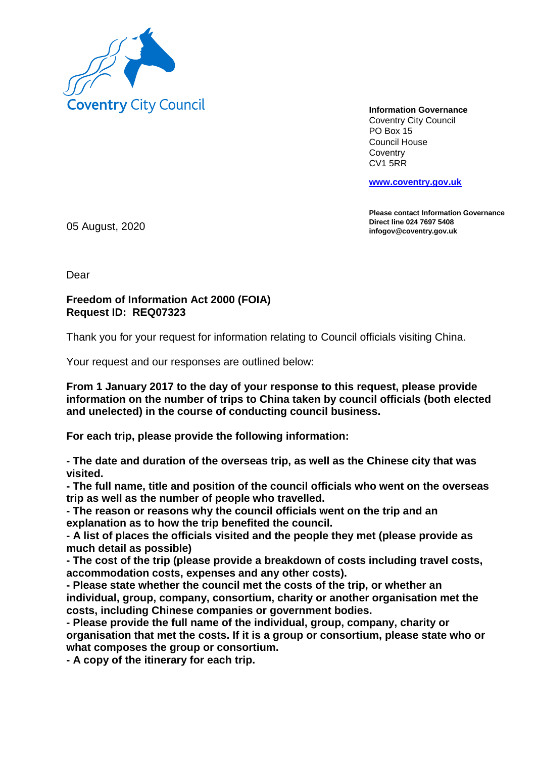Coventry City Council

**Information Governance**
Coventry City Council
PO Box 15
Council House
Coventry
CV1 5RR

**www.coventry.gov.uk**

**Please contact Information Governance**
**Direct line 024 7697 5408**
**infogov@coventry.gov.uk**

05 August, 2020

Dear

**Freedom of Information Act 2000 (FOIA)**
**Request ID: REQ07323**

Thank you for your request for information relating to Council officials visiting China.

Your request and our responses are outlined below:

**From 1 January 2017 to the day of your response to this request, please provide information on the number of trips to China taken by council officials (both elected and unelected) in the course of conducting council business.**

**For each trip, please provide the following information:**

**- The date and duration of the overseas trip, as well as the Chinese city that was visited.**
**- The full name, title and position of the council officials who went on the overseas trip as well as the number of people who travelled.**
**- The reason or reasons why the council officials went on the trip and an explanation as to how the trip benefited the council.**
**- A list of places the officials visited and the people they met (please provide as much detail as possible)**
**- The cost of the trip (please provide a breakdown of costs including travel costs, accommodation costs, expenses and any other costs).**
**- Please state whether the council met the costs of the trip, or whether an individual, group, company, consortium, charity or another organisation met the costs, including Chinese companies or government bodies.**
**- Please provide the full name of the individual, group, company, charity or organisation that met the costs. If it is a group or consortium, please state who or what composes the group or consortium.**
**- A copy of the itinerary for each trip.**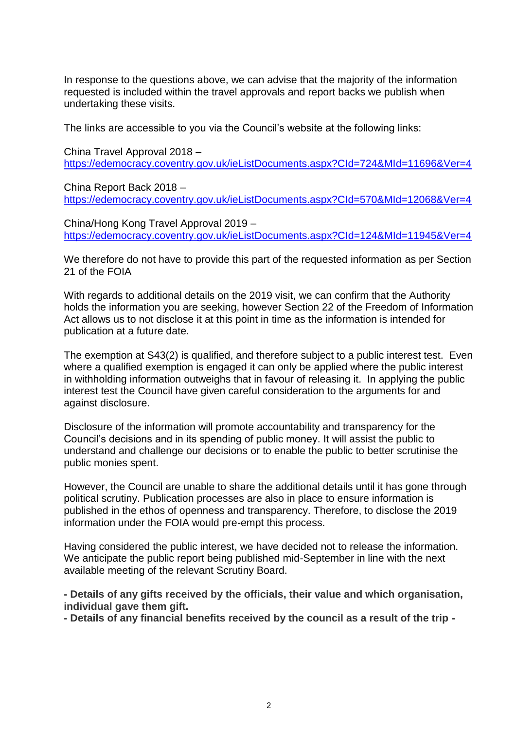In response to the questions above, we can advise that the majority of the information requested is included within the travel approvals and report backs we publish when undertaking these visits.

The links are accessible to you via the Council's website at the following links:

China Travel Approval 2018 –
https://edemocracy.coventry.gov.uk/ieListDocuments.aspx?CId=724&MId=11696&Ver=4

China Report Back 2018 –
https://edemocracy.coventry.gov.uk/ieListDocuments.aspx?CId=570&MId=12068&Ver=4

China/Hong Kong Travel Approval 2019 –
https://edemocracy.coventry.gov.uk/ieListDocuments.aspx?CId=124&MId=11945&Ver=4

We therefore do not have to provide this part of the requested information as per Section 21 of the FOIA

With regards to additional details on the 2019 visit, we can confirm that the Authority holds the information you are seeking, however Section 22 of the Freedom of Information Act allows us to not disclose it at this point in time as the information is intended for publication at a future date.

The exemption at S43(2) is qualified, and therefore subject to a public interest test. Even where a qualified exemption is engaged it can only be applied where the public interest in withholding information outweighs that in favour of releasing it. In applying the public interest test the Council have given careful consideration to the arguments for and against disclosure.

Disclosure of the information will promote accountability and transparency for the Council's decisions and in its spending of public money. It will assist the public to understand and challenge our decisions or to enable the public to better scrutinise the public monies spent.

However, the Council are unable to share the additional details until it has gone through political scrutiny. Publication processes are also in place to ensure information is published in the ethos of openness and transparency. Therefore, to disclose the 2019 information under the FOIA would pre-empt this process.

Having considered the public interest, we have decided not to release the information. We anticipate the public report being published mid-September in line with the next available meeting of the relevant Scrutiny Board.

**- Details of any gifts received by the officials, their value and which organisation, individual gave them gift.**
**- Details of any financial benefits received by the council as a result of the trip -**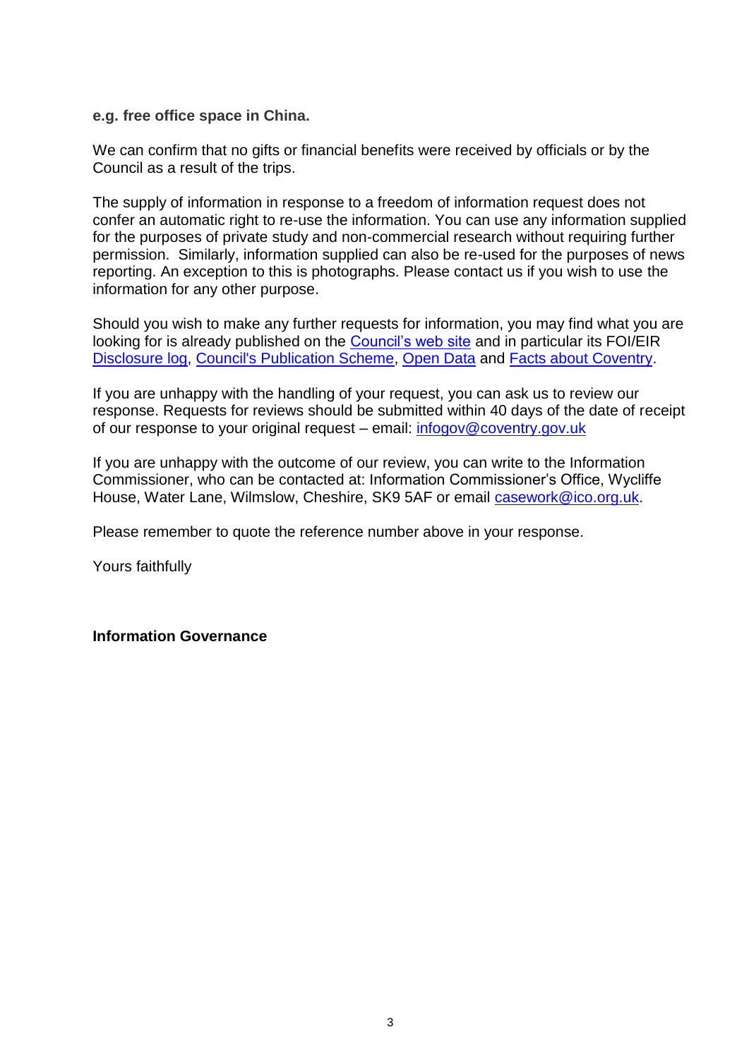**e.g. free office space in China.**

We can confirm that no gifts or financial benefits were received by officials or by the Council as a result of the trips.

The supply of information in response to a freedom of information request does not confer an automatic right to re-use the information. You can use any information supplied for the purposes of private study and non-commercial research without requiring further permission. Similarly, information supplied can also be re-used for the purposes of news reporting. An exception to this is photographs. Please contact us if you wish to use the information for any other purpose.

Should you wish to make any further requests for information, you may find what you are looking for is already published on the Council's web site and in particular its FOI/EIR Disclosure log, Council's Publication Scheme, Open Data and Facts about Coventry.

If you are unhappy with the handling of your request, you can ask us to review our response. Requests for reviews should be submitted within 40 days of the date of receipt of our response to your original request – email: infogov@coventry.gov.uk

If you are unhappy with the outcome of our review, you can write to the Information Commissioner, who can be contacted at: Information Commissioner's Office, Wycliffe House, Water Lane, Wilmslow, Cheshire, SK9 5AF or email casework@ico.org.uk.

Please remember to quote the reference number above in your response.

Yours faithfully

**Information Governance**